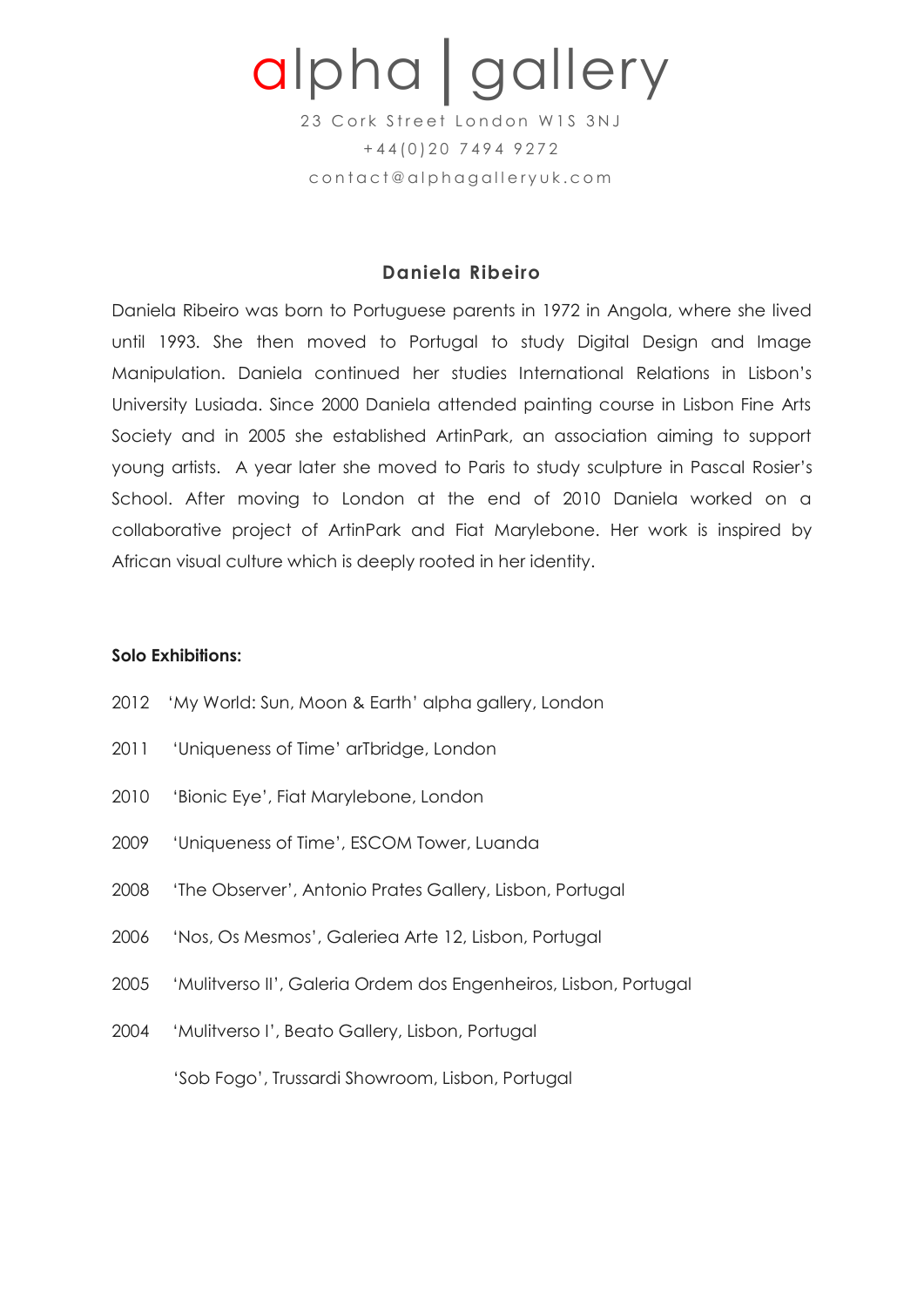# alpha | gallery

23 Cork Street London W1S 3NJ
+44(0)20 7494 9272
contact@alphagalleryuk.com

## Daniela Ribeiro

Daniela Ribeiro was born to Portuguese parents in 1972 in Angola, where she lived until 1993. She then moved to Portugal to study Digital Design and Image Manipulation. Daniela continued her studies International Relations in Lisbon's University Lusiada. Since 2000 Daniela attended painting course in Lisbon Fine Arts Society and in 2005 she established ArtinPark, an association aiming to support young artists. A year later she moved to Paris to study sculpture in Pascal Rosier's School. After moving to London at the end of 2010 Daniela worked on a collaborative project of ArtinPark and Fiat Marylebone. Her work is inspired by African visual culture which is deeply rooted in her identity.

**Solo Exhibitions:**

2012 'My World: Sun, Moon & Earth' alpha gallery, London

2011 'Uniqueness of Time' arTbridge, London

2010 'Bionic Eye', Fiat Marylebone, London

2009 'Uniqueness of Time', ESCOM Tower, Luanda

2008 'The Observer', Antonio Prates Gallery, Lisbon, Portugal

2006 'Nos, Os Mesmos', Galeriea Arte 12, Lisbon, Portugal

2005 'Mulitverso II', Galeria Ordem dos Engenheiros, Lisbon, Portugal

2004 'Mulitverso I', Beato Gallery, Lisbon, Portugal

'Sob Fogo', Trussardi Showroom, Lisbon, Portugal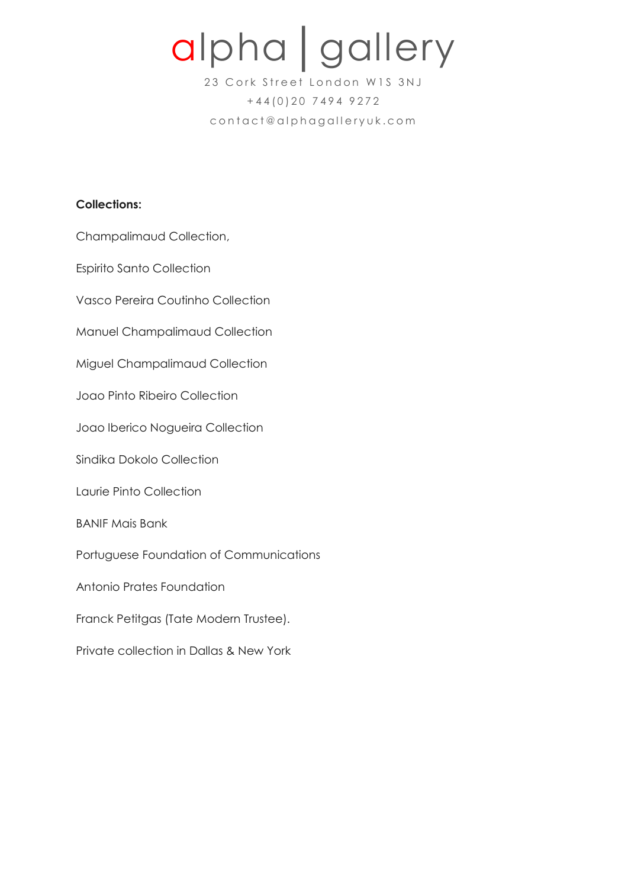**Collections:**

Champalimaud Collection,

Espirito Santo Collection

Vasco Pereira Coutinho Collection

Manuel Champalimaud Collection

Miguel Champalimaud Collection

Joao Pinto Ribeiro Collection

Joao Iberico Nogueira Collection

Sindika Dokolo Collection

Laurie Pinto Collection

BANIF Mais Bank

Portuguese Foundation of Communications

Antonio Prates Foundation

Franck Petitgas (Tate Modern Trustee).

Private collection in Dallas & New York